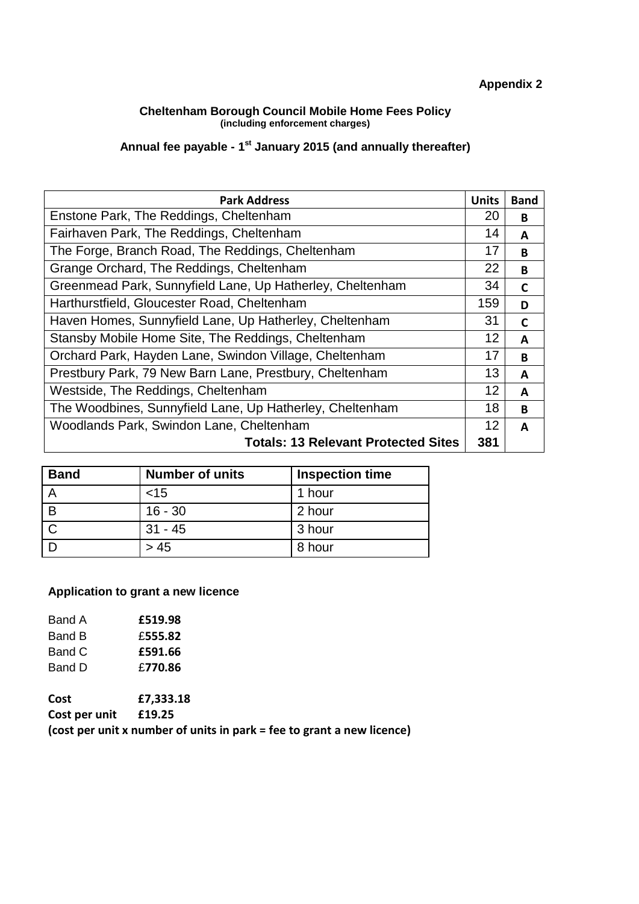**Appendix 2**

**Cheltenham Borough Council Mobile Home Fees Policy**
**(including enforcement charges)**

**Annual fee payable - 1st January 2015 (and annually thereafter)**

| Park Address | Units | Band |
|---|---|---|
| Enstone Park, The Reddings, Cheltenham | 20 | **B** |
| Fairhaven Park, The Reddings, Cheltenham | 14 | **A** |
| The Forge, Branch Road, The Reddings, Cheltenham | 17 | **B** |
| Grange Orchard, The Reddings, Cheltenham | 22 | **B** |
| Greenmead Park, Sunnyfield Lane, Up Hatherley, Cheltenham | 34 | **C** |
| Harthurstfield, Gloucester Road, Cheltenham | 159 | **D** |
| Haven Homes, Sunnyfield Lane, Up Hatherley, Cheltenham | 31 | **C** |
| Stansby Mobile Home Site, The Reddings, Cheltenham | 12 | **A** |
| Orchard Park, Hayden Lane, Swindon Village, Cheltenham | 17 | **B** |
| Prestbury Park, 79 New Barn Lane, Prestbury, Cheltenham | 13 | **A** |
| Westside, The Reddings, Cheltenham | 12 | **A** |
| The Woodbines, Sunnyfield Lane, Up Hatherley, Cheltenham | 18 | **B** |
| Woodlands Park, Swindon Lane, Cheltenham | 12 | **A** |
| **Totals: 13 Relevant Protected Sites** | **381** | |

| Band | Number of units | Inspection time |
|---|---|---|
| A | <15 | 1 hour |
| B | 16 - 30 | 2 hour |
| C | 31 - 45 | 3 hour |
| D | > 45 | 8 hour |

**Application to grant a new licence**

Band A **£519.98**
Band B £**555.82**
Band C **£591.66**
Band D £**770.86**

**Cost £7,333.18**
**Cost per unit £19.25**
**(cost per unit x number of units in park = fee to grant a new licence)**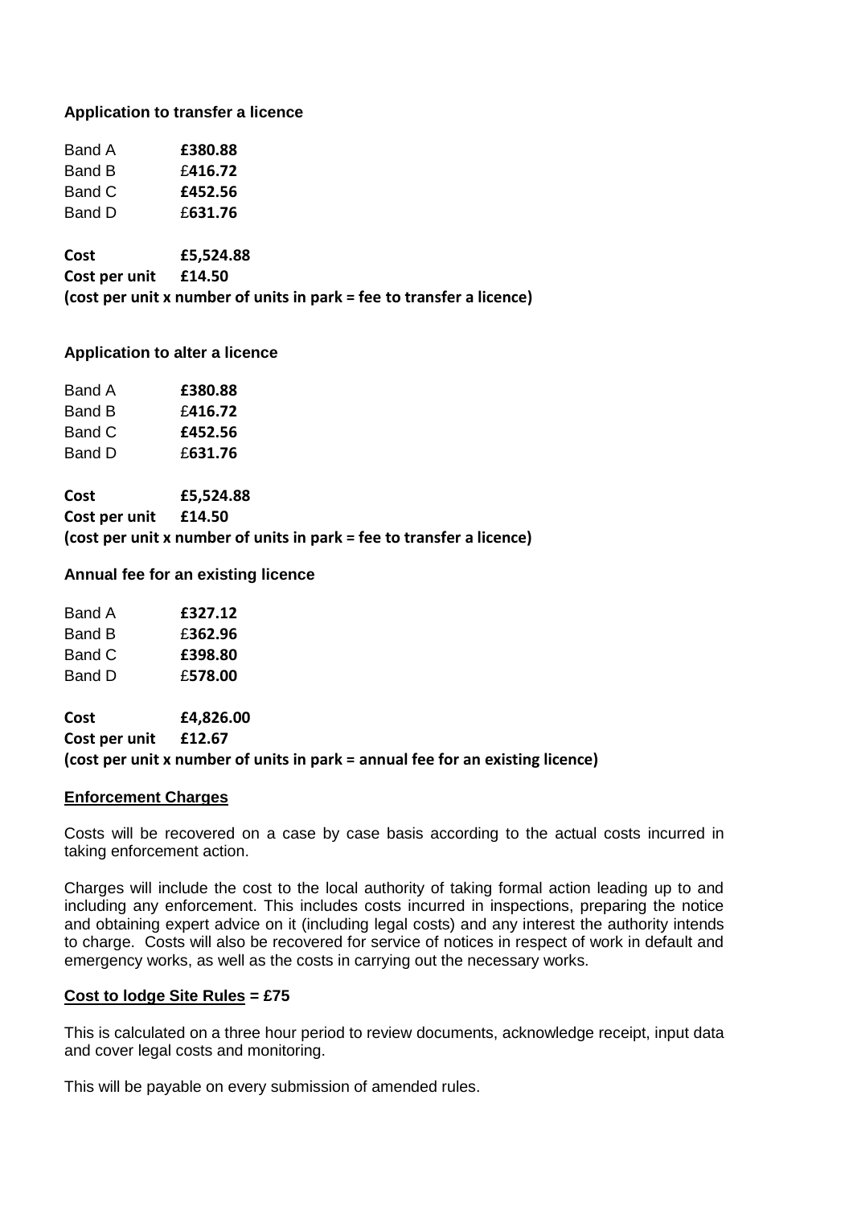**Application to transfer a licence**

| | |
|---|---|
| Band A | **£380.88** |
| Band B | **£416.72** |
| Band C | **£452.56** |
| Band D | **£631.76** |

**Cost £5,524.88**
**Cost per unit £14.50**
**(cost per unit x number of units in park = fee to transfer a licence)**

**Application to alter a licence**

| | |
|---|---|
| Band A | **£380.88** |
| Band B | **£416.72** |
| Band C | **£452.56** |
| Band D | **£631.76** |

**Cost £5,524.88**
**Cost per unit £14.50**
**(cost per unit x number of units in park = fee to transfer a licence)**

**Annual fee for an existing licence**

| | |
|---|---|
| Band A | **£327.12** |
| Band B | **£362.96** |
| Band C | **£398.80** |
| Band D | **£578.00** |

**Cost £4,826.00**
**Cost per unit £12.67**
**(cost per unit x number of units in park = annual fee for an existing licence)**

**Enforcement Charges**

Costs will be recovered on a case by case basis according to the actual costs incurred in taking enforcement action.

Charges will include the cost to the local authority of taking formal action leading up to and including any enforcement. This includes costs incurred in inspections, preparing the notice and obtaining expert advice on it (including legal costs) and any interest the authority intends to charge. Costs will also be recovered for service of notices in respect of work in default and emergency works, as well as the costs in carrying out the necessary works.

**Cost to lodge Site Rules = £75**

This is calculated on a three hour period to review documents, acknowledge receipt, input data and cover legal costs and monitoring.

This will be payable on every submission of amended rules.